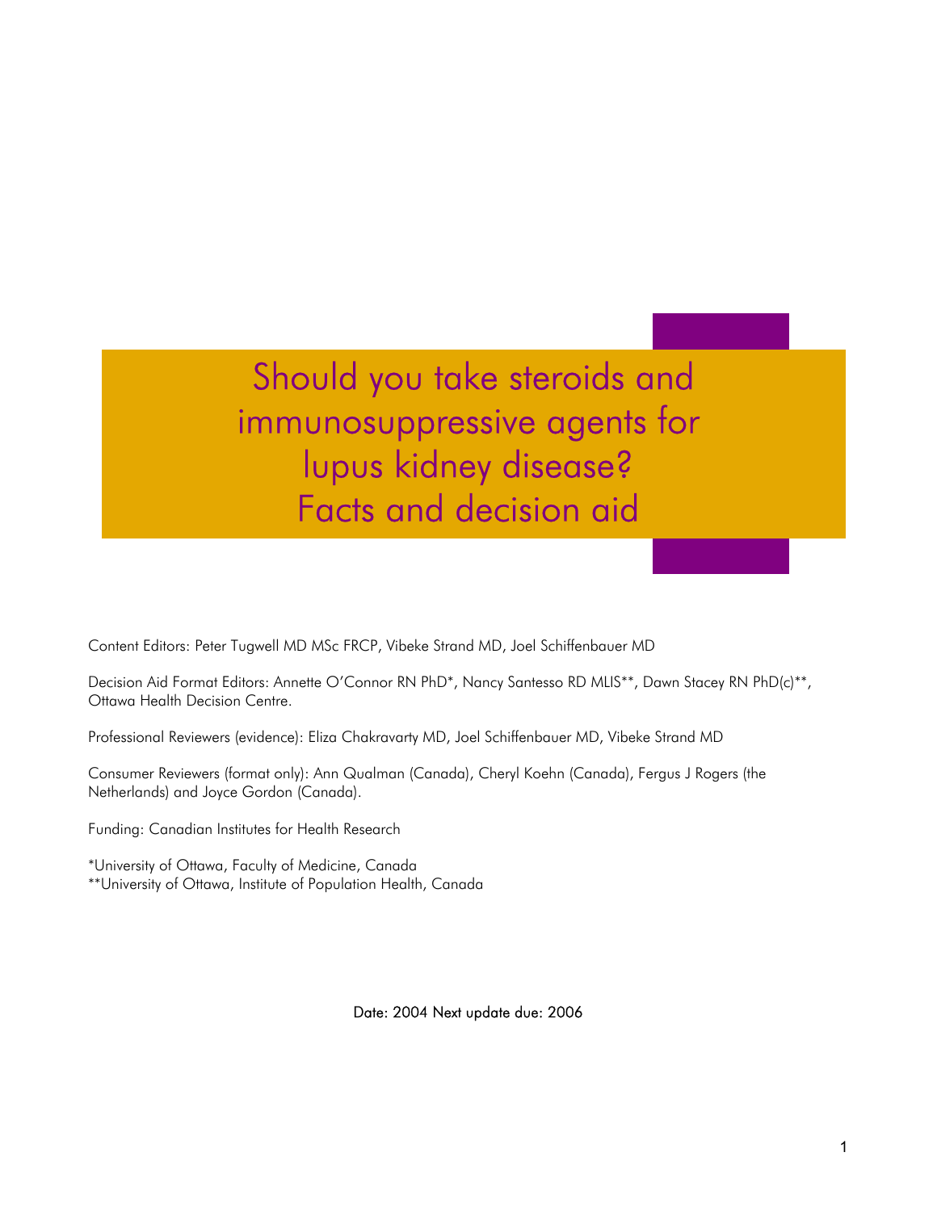# Should you take steroids and immunosuppressive agents for lupus kidney disease? Facts and decision aid

Content Editors: Peter Tugwell MD MSc FRCP, Vibeke Strand MD, Joel Schiffenbauer MD

Decision Aid Format Editors: Annette O'Connor RN PhD*, Nancy Santesso RD MLIS**, Dawn Stacey RN PhD(c)**, Ottawa Health Decision Centre.

Professional Reviewers (evidence): Eliza Chakravarty MD, Joel Schiffenbauer MD, Vibeke Strand MD

Consumer Reviewers (format only): Ann Qualman (Canada), Cheryl Koehn (Canada), Fergus J Rogers (the Netherlands) and Joyce Gordon (Canada).

Funding: Canadian Institutes for Health Research

*University of Ottawa, Faculty of Medicine, Canada
**University of Ottawa, Institute of Population Health, Canada

Date: 2004 Next update due: 2006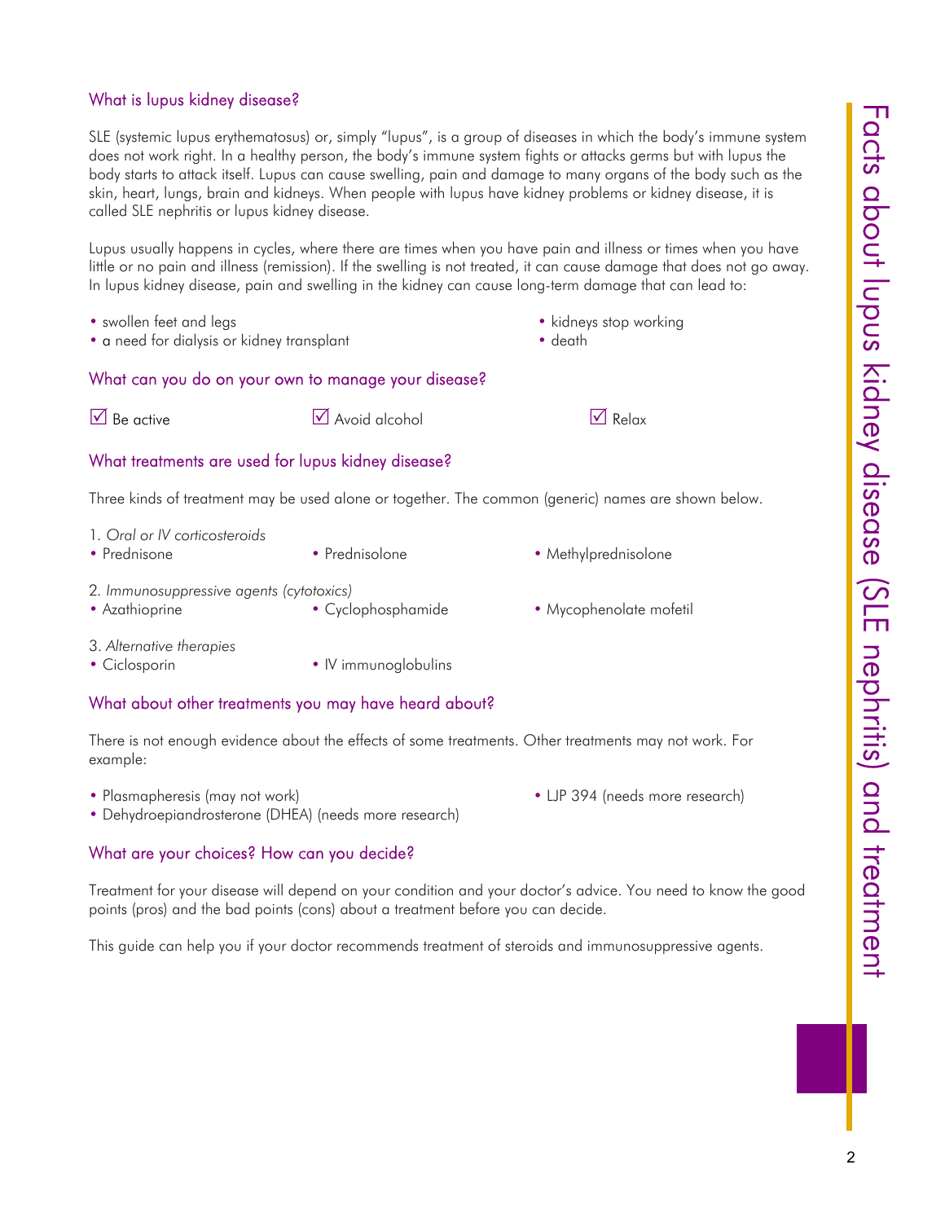## What is lupus kidney disease?

SLE (systemic lupus erythematosus) or, simply "lupus", is a group of diseases in which the body's immune system does not work right. In a healthy person, the body's immune system fights or attacks germs but with lupus the body starts to attack itself. Lupus can cause swelling, pain and damage to many organs of the body such as the skin, heart, lungs, brain and kidneys. When people with lupus have kidney problems or kidney disease, it is called SLE nephritis or lupus kidney disease.

Lupus usually happens in cycles, where there are times when you have pain and illness or times when you have little or no pain and illness (remission). If the swelling is not treated, it can cause damage that does not go away. In lupus kidney disease, pain and swelling in the kidney can cause long-term damage that can lead to:

- swollen feet and legs
- a need for dialysis or kidney transplant
- kidneys stop working
- death

## What can you do on your own to manage your disease?

☑ Be active

☑ Avoid alcohol

☑ Relax

## What treatments are used for lupus kidney disease?

Three kinds of treatment may be used alone or together. The common (generic) names are shown below.

1. *Oral or IV corticosteroids*
   - Prednisone
   - Prednisolone
   - Methylprednisolone

2. *Immunosuppressive agents (cytotoxics)*
   - Azathioprine
   - Cyclophosphamide
   - Mycophenolate mofetil

3. *Alternative therapies*
   - Ciclosporin
   - IV immunoglobulins

## What about other treatments you may have heard about?

There is not enough evidence about the effects of some treatments. Other treatments may not work. For example:

- Plasmapheresis (may not work)
- Dehydroepiandrosterone (DHEA) (needs more research)
- LJP 394 (needs more research)

## What are your choices? How can you decide?

Treatment for your disease will depend on your condition and your doctor's advice. You need to know the good points (pros) and the bad points (cons) about a treatment before you can decide.

This guide can help you if your doctor recommends treatment of steroids and immunosuppressive agents.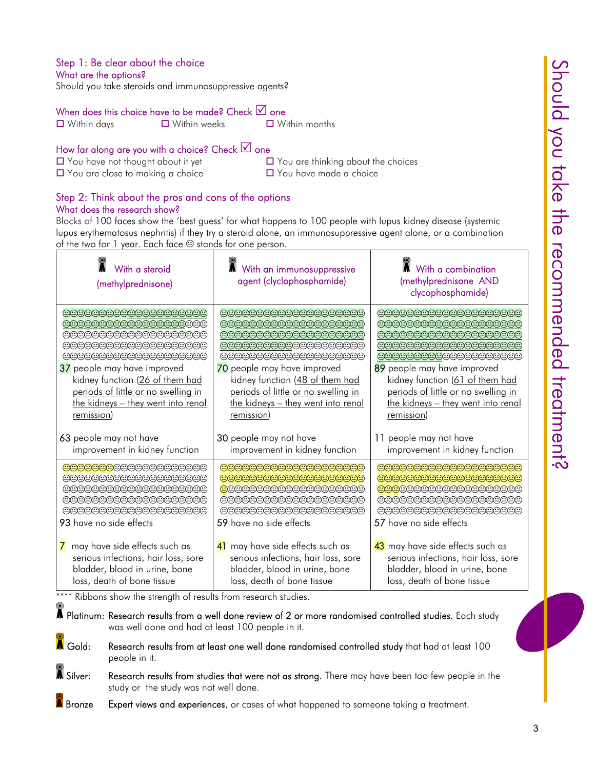## Step 1: Be clear about the choice

### What are the options?

Should you take steroids and immunosuppressive agents?

**When does this choice have to be made? Check ☑ one**

☐ Within days ☐ Within weeks ☐ Within months

**How far along are you with a choice? Check ☑ one**

☐ You have not thought about it yet
☐ You are thinking about the choices
☐ You are close to making a choice
☐ You have made a choice

## Step 2: Think about the pros and cons of the options

### What does the research show?

Blocks of 100 faces show the 'best guess' for what happens to 100 people with lupus kidney disease (systemic lupus erythematosus nephritis) if they try a steroid alone, an immunosuppressive agent alone, or a combination of the two for 1 year. Each face ☺ stands for one person.

| With a steroid (methylprednisone) | With an immunosuppressive agent (clyclophosphamide) | With a combination (methylprednisone AND clycophosphamide) |
|---|---|---|
| 37 people may have improved kidney function (26 of them had periods of little or no swelling in the kidneys – they went into renal remission)<br><br>63 people may not have improvement in kidney function | 70 people may have improved kidney function (48 of them had periods of little or no swelling in the kidneys – they went into renal remission)<br><br>30 people may not have improvement in kidney function | 89 people may have improved kidney function (61 of them had periods of little or no swelling in the kidneys – they went into renal remission)<br><br>11 people may not have improvement in kidney function |
| 93 have no side effects<br><br>7 may have side effects such as serious infections, hair loss, sore bladder, blood in urine, bone loss, death of bone tissue | 59 have no side effects<br><br>41 may have side effects such as serious infections, hair loss, sore bladder, blood in urine, bone loss, death of bone tissue | 57 have no side effects<br><br>43 may have side effects such as serious infections, hair loss, sore bladder, blood in urine, bone loss, death of bone tissue |

**** Ribbons show the strength of results from research studies.

- **Platinum:** **Research results from a well done review of 2 or more randomised controlled studies.** Each study was well done and had at least 100 people in it.
- **Gold:** **Research results from at least one well done randomised controlled study** that had at least 100 people in it.
- **Silver:** **Research results from studies that were not as strong.** There may have been too few people in the study or the study was not well done.
- **Bronze:** **Expert views and experiences**, or cases of what happened to someone taking a treatment.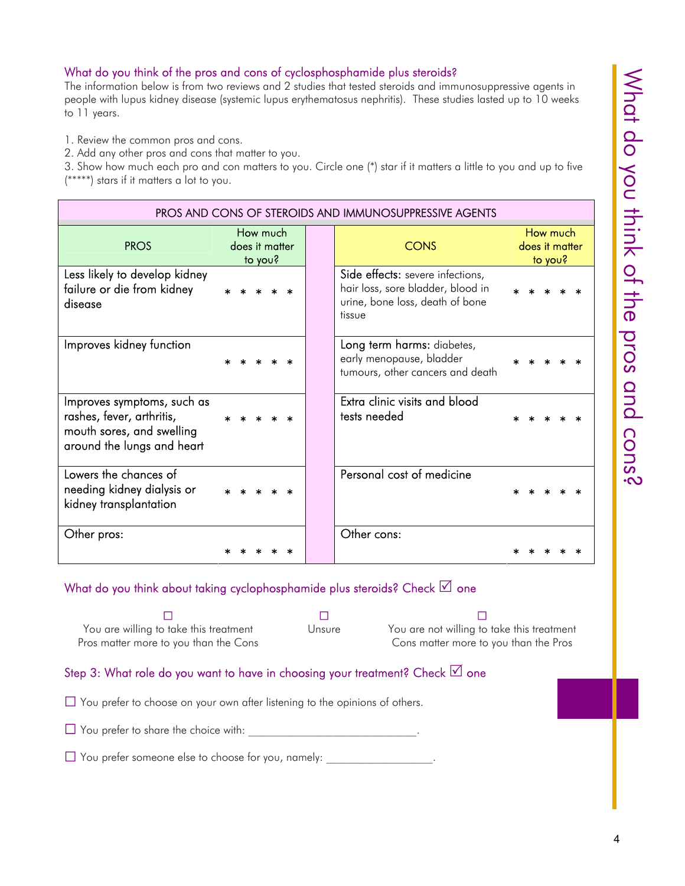## What do you think of the pros and cons of cyclosphosphamide plus steroids?

The information below is from two reviews and 2 studies that tested steroids and immunosuppressive agents in people with lupus kidney disease (systemic lupus erythematosus nephritis). These studies lasted up to 10 weeks to 11 years.

1. Review the common pros and cons.
2. Add any other pros and cons that matter to you.
3. Show how much each pro and con matters to you. Circle one (*) star if it matters a little to you and up to five (*****) stars if it matters a lot to you.

| PROS AND CONS OF STEROIDS AND IMMUNOSUPPRESSIVE AGENTS | | | |
|---|---|---|---|
| **PROS** | **How much does it matter to you?** | **CONS** | **How much does it matter to you?** |
| Less likely to develop kidney failure or die from kidney disease | * * * * * | **Side effects:** severe infections, hair loss, sore bladder, blood in urine, bone loss, death of bone tissue | * * * * * |
| Improves kidney function | * * * * * | **Long term harms:** diabetes, early menopause, bladder tumours, other cancers and death | * * * * * |
| Improves symptoms, such as rashes, fever, arthritis, mouth sores, and swelling around the lungs and heart | * * * * * | Extra clinic visits and blood tests needed | * * * * * |
| Lowers the chances of needing kidney dialysis or kidney transplantation | * * * * * | Personal cost of medicine | * * * * * |
| Other pros: | * * * * * | Other cons: | * * * * * |

### What do you think about taking cyclophosphamide plus steroids? Check ☑ one

| ☐ You are willing to take this treatment<br>Pros matter more to you than the Cons | ☐ Unsure | ☐ You are not willing to take this treatment<br>Cons matter more to you than the Pros |
|---|---|---|

### Step 3: What role do you want to have in choosing your treatment? Check ☑ one

☐ You prefer to choose on your own after listening to the opinions of others.

☐ You prefer to share the choice with: ______________________________.

☐ You prefer someone else to choose for you, namely: __________________.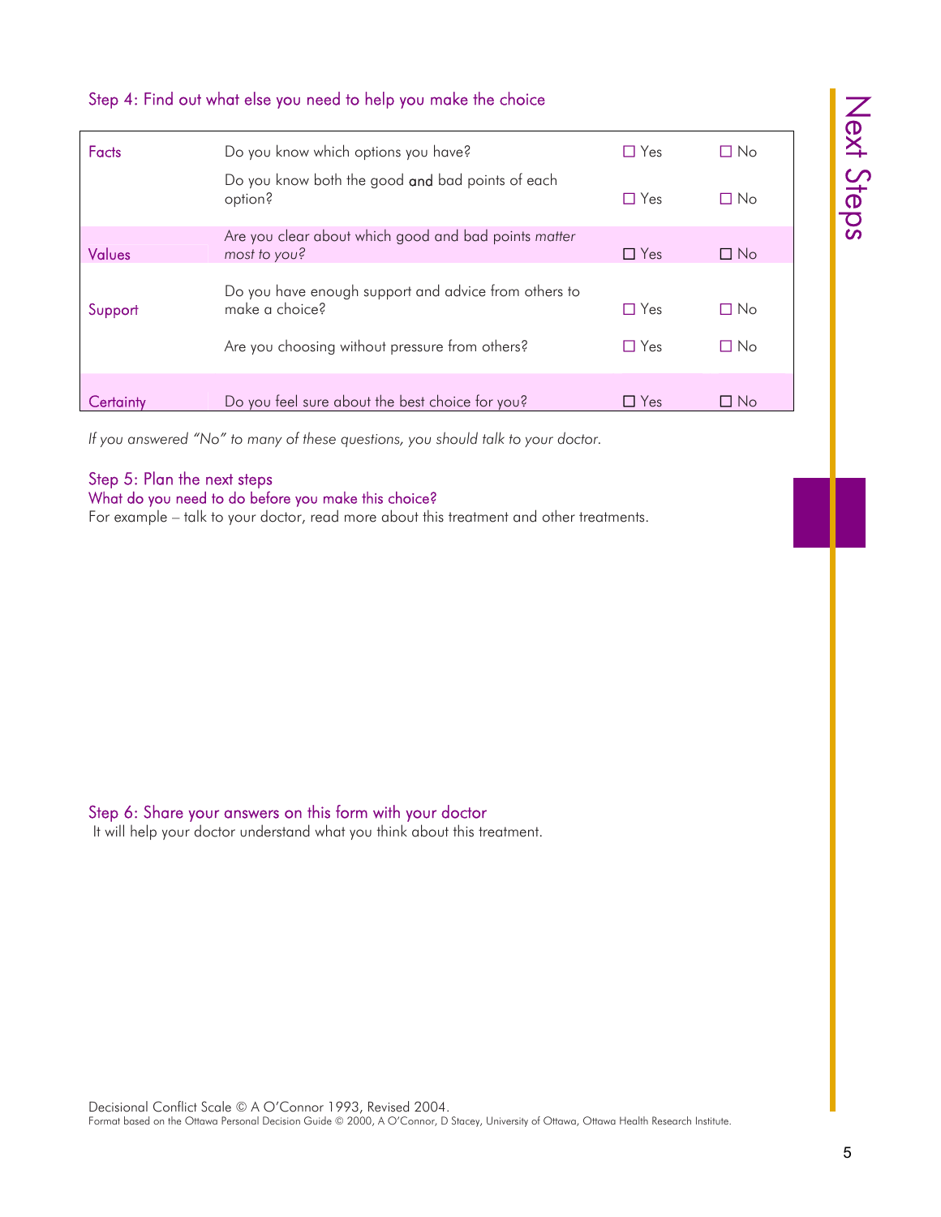## Step 4: Find out what else you need to help you make the choice

| | | | |
|---|---|---|---|
| Facts | Do you know which options you have? | ☐ Yes | ☐ No |
| | Do you know both the good **and** bad points of each option? | ☐ Yes | ☐ No |
| Values | Are you clear about which good and bad points *matter most to you?* | ☐ Yes | ☐ No |
| Support | Do you have enough support and advice from others to make a choice? | ☐ Yes | ☐ No |
| | Are you choosing without pressure from others? | ☐ Yes | ☐ No |
| Certainty | Do you feel sure about the best choice for you? | ☐ Yes | ☐ No |

*If you answered "No" to many of these questions, you should talk to your doctor.*

## Step 5: Plan the next steps

### What do you need to do before you make this choice?

For example – talk to your doctor, read more about this treatment and other treatments.

## Step 6: Share your answers on this form with your doctor

It will help your doctor understand what you think about this treatment.

Decisional Conflict Scale © A O'Connor 1993, Revised 2004.
Format based on the Ottawa Personal Decision Guide © 2000, A O'Connor, D Stacey, University of Ottawa, Ottawa Health Research Institute.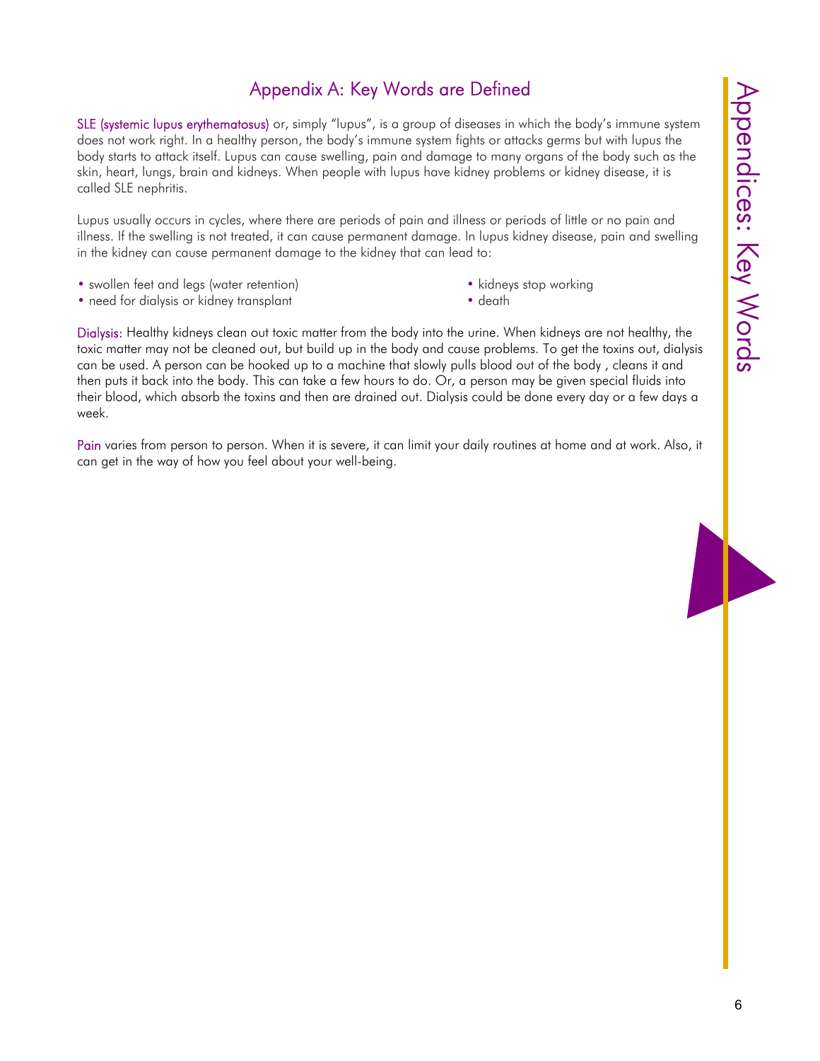## Appendix A: Key Words are Defined

SLE (systemic lupus erythematosus) or, simply "lupus", is a group of diseases in which the body's immune system does not work right. In a healthy person, the body's immune system fights or attacks germs but with lupus the body starts to attack itself. Lupus can cause swelling, pain and damage to many organs of the body such as the skin, heart, lungs, brain and kidneys. When people with lupus have kidney problems or kidney disease, it is called SLE nephritis.

Lupus usually occurs in cycles, where there are periods of pain and illness or periods of little or no pain and illness. If the swelling is not treated, it can cause permanent damage. In lupus kidney disease, pain and swelling in the kidney can cause permanent damage to the kidney that can lead to:

- swollen feet and legs (water retention)
- need for dialysis or kidney transplant
- kidneys stop working
- death

Dialysis: Healthy kidneys clean out toxic matter from the body into the urine. When kidneys are not healthy, the toxic matter may not be cleaned out, but build up in the body and cause problems. To get the toxins out, dialysis can be used. A person can be hooked up to a machine that slowly pulls blood out of the body , cleans it and then puts it back into the body. This can take a few hours to do. Or, a person may be given special fluids into their blood, which absorb the toxins and then are drained out. Dialysis could be done every day or a few days a week.

Pain varies from person to person. When it is severe, it can limit your daily routines at home and at work. Also, it can get in the way of how you feel about your well-being.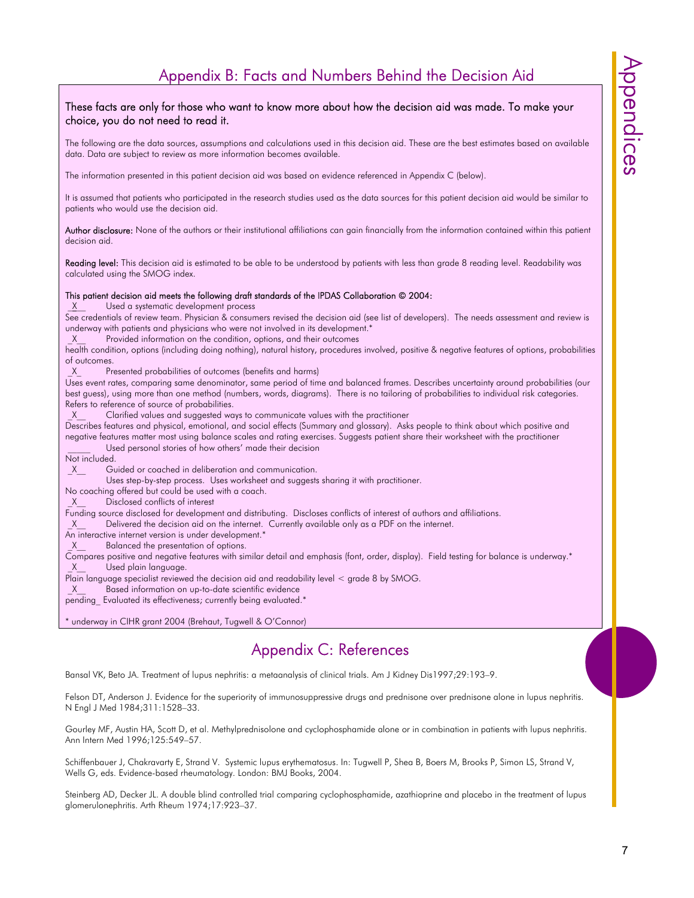## Appendix B: Facts and Numbers Behind the Decision Aid

**These facts are only for those who want to know more about how the decision aid was made. To make your choice, you do not need to read it.**

The following are the data sources, assumptions and calculations used in this decision aid. These are the best estimates based on available data. Data are subject to review as more information becomes available.

The information presented in this patient decision aid was based on evidence referenced in Appendix C (below).

It is assumed that patients who participated in the research studies used as the data sources for this patient decision aid would be similar to patients who would use the decision aid.

**Author disclosure:** None of the authors or their institutional affiliations can gain financially from the information contained within this patient decision aid.

**Reading level:** This decision aid is estimated to be able to be understood by patients with less than grade 8 reading level. Readability was calculated using the SMOG index.

**This patient decision aid meets the following draft standards of the IPDAS Collaboration © 2004:**

_X__ Used a systematic development process

See credentials of review team. Physician & consumers revised the decision aid (see list of developers). The needs assessment and review is underway with patients and physicians who were not involved in its development.*

_X__ Provided information on the condition, options, and their outcomes

health condition, options (including doing nothing), natural history, procedures involved, positive & negative features of options, probabilities of outcomes.

_X_ Presented probabilities of outcomes (benefits and harms)

Uses event rates, comparing same denominator, same period of time and balanced frames. Describes uncertainty around probabilities (our best guess), using more than one method (numbers, words, diagrams). There is no tailoring of probabilities to individual risk categories. Refers to reference of source of probabilities.

_X__ Clarified values and suggested ways to communicate values with the practitioner

Describes features and physical, emotional, and social effects (Summary and glossary). Asks people to think about which positive and negative features matter most using balance scales and rating exercises. Suggests patient share their worksheet with the practitioner

_____ Used personal stories of how others' made their decision

Not included.

_X__ Guided or coached in deliberation and communication.

Uses step-by-step process. Uses worksheet and suggests sharing it with practitioner.

No coaching offered but could be used with a coach.

_X__ Disclosed conflicts of interest

Funding source disclosed for development and distributing. Discloses conflicts of interest of authors and affiliations.

_X__ Delivered the decision aid on the internet. Currently available only as a PDF on the internet.

An interactive internet version is under development.*

_X__ Balanced the presentation of options.

Compares positive and negative features with similar detail and emphasis (font, order, display). Field testing for balance is underway.*

_X__ Used plain language.

Plain language specialist reviewed the decision aid and readability level < grade 8 by SMOG.

_X__ Based information on up-to-date scientific evidence

pending_ Evaluated its effectiveness; currently being evaluated.*

\* underway in CIHR grant 2004 (Brehaut, Tugwell & O'Connor)

## Appendix C: References

Bansal VK, Beto JA. Treatment of lupus nephritis: a metaanalysis of clinical trials. Am J Kidney Dis1997;29:193–9.

Felson DT, Anderson J. Evidence for the superiority of immunosuppressive drugs and prednisone over prednisone alone in lupus nephritis. N Engl J Med 1984;311:1528–33.

Gourley MF, Austin HA, Scott D, et al. Methylprednisolone and cyclophosphamide alone or in combination in patients with lupus nephritis. Ann Intern Med 1996;125:549–57.

Schiffenbauer J, Chakravarty E, Strand V. Systemic lupus erythematosus. In: Tugwell P, Shea B, Boers M, Brooks P, Simon LS, Strand V, Wells G, eds. Evidence-based rheumatology. London: BMJ Books, 2004.

Steinberg AD, Decker JL. A double blind controlled trial comparing cyclophosphamide, azathioprine and placebo in the treatment of lupus glomerulonephritis. Arth Rheum 1974;17:923–37.